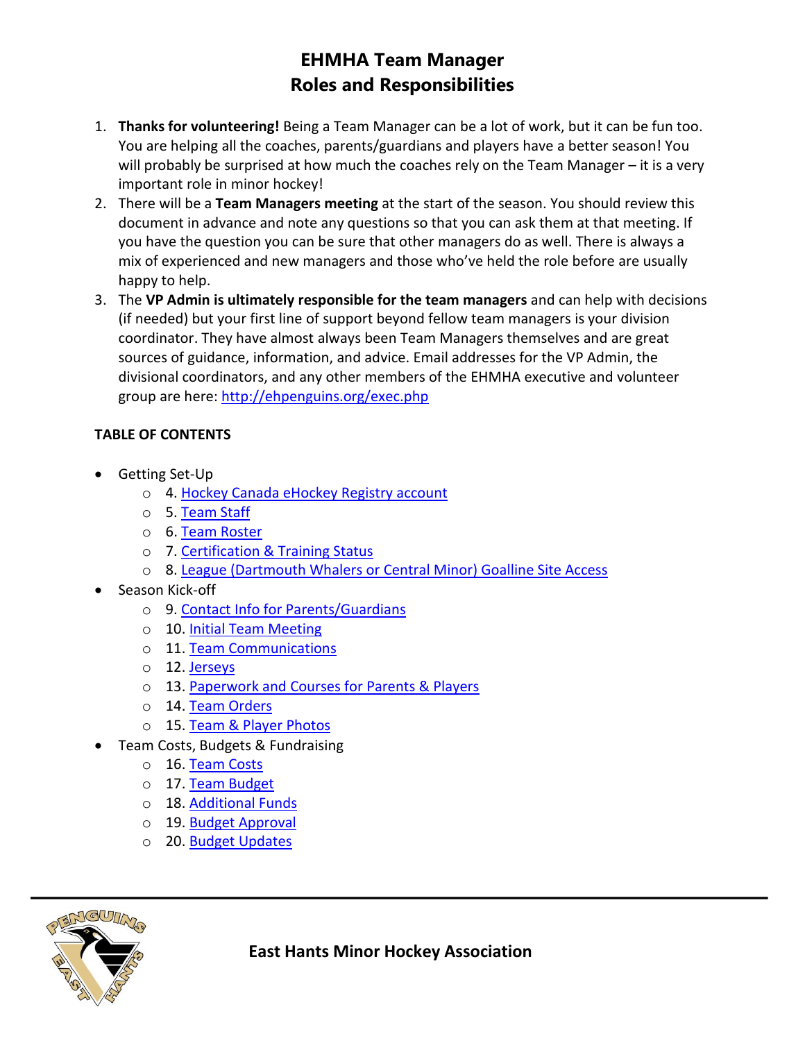# EHMHA Team Manager
## Roles and Responsibilities

1. **Thanks for volunteering!** Being a Team Manager can be a lot of work, but it can be fun too. You are helping all the coaches, parents/guardians and players have a better season! You will probably be surprised at how much the coaches rely on the Team Manager – it is a very important role in minor hockey!
2. There will be a **Team Managers meeting** at the start of the season. You should review this document in advance and note any questions so that you can ask them at that meeting. If you have the question you can be sure that other managers do as well. There is always a mix of experienced and new managers and those who've held the role before are usually happy to help.
3. The **VP Admin is ultimately responsible for the team managers** and can help with decisions (if needed) but your first line of support beyond fellow team managers is your division coordinator. They have almost always been Team Managers themselves and are great sources of guidance, information, and advice. Email addresses for the VP Admin, the divisional coordinators, and any other members of the EHMHA executive and volunteer group are here: http://ehpenguins.org/exec.php

**TABLE OF CONTENTS**

- Getting Set-Up
  - 4. Hockey Canada eHockey Registry account
  - 5. Team Staff
  - 6. Team Roster
  - 7. Certification & Training Status
  - 8. League (Dartmouth Whalers or Central Minor) Goalline Site Access
- Season Kick-off
  - 9. Contact Info for Parents/Guardians
  - 10. Initial Team Meeting
  - 11. Team Communications
  - 12. Jerseys
  - 13. Paperwork and Courses for Parents & Players
  - 14. Team Orders
  - 15. Team & Player Photos
- Team Costs, Budgets & Fundraising
  - 16. Team Costs
  - 17. Team Budget
  - 18. Additional Funds
  - 19. Budget Approval
  - 20. Budget Updates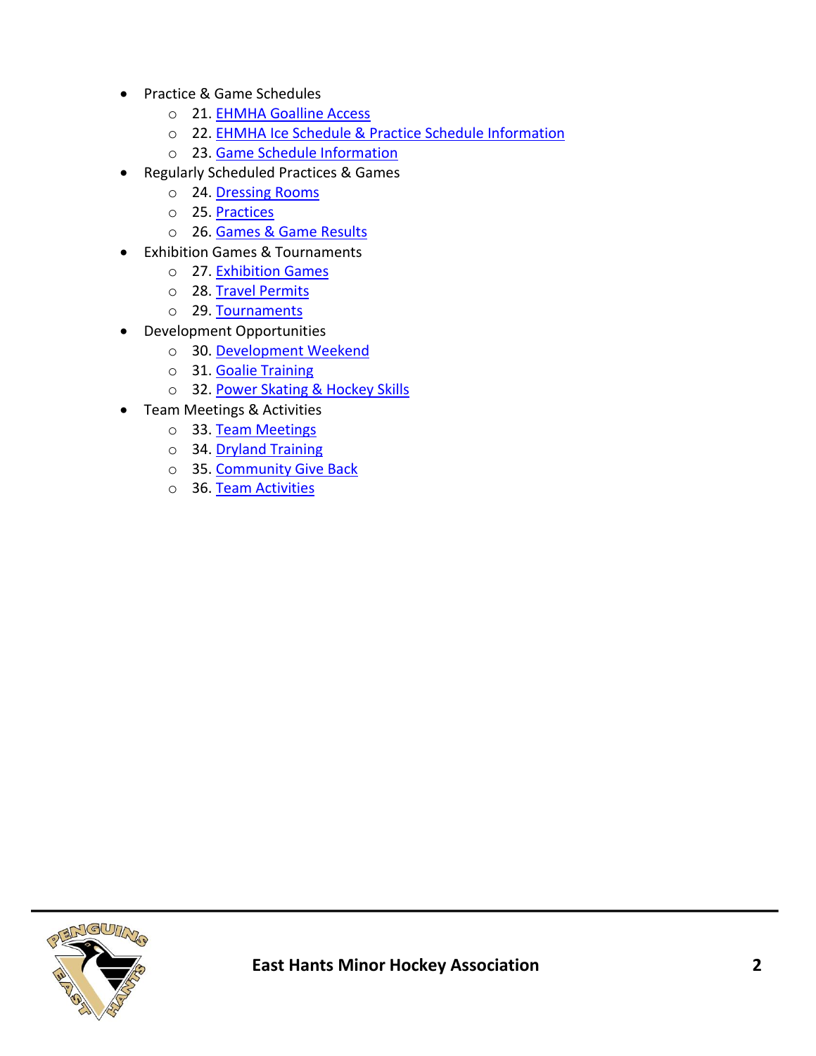- Practice & Game Schedules
  - 21. EHMHA Goalline Access
  - 22. EHMHA Ice Schedule & Practice Schedule Information
  - 23. Game Schedule Information
- Regularly Scheduled Practices & Games
  - 24. Dressing Rooms
  - 25. Practices
  - 26. Games & Game Results
- Exhibition Games & Tournaments
  - 27. Exhibition Games
  - 28. Travel Permits
  - 29. Tournaments
- Development Opportunities
  - 30. Development Weekend
  - 31. Goalie Training
  - 32. Power Skating & Hockey Skills
- Team Meetings & Activities
  - 33. Team Meetings
  - 34. Dryland Training
  - 35. Community Give Back
  - 36. Team Activities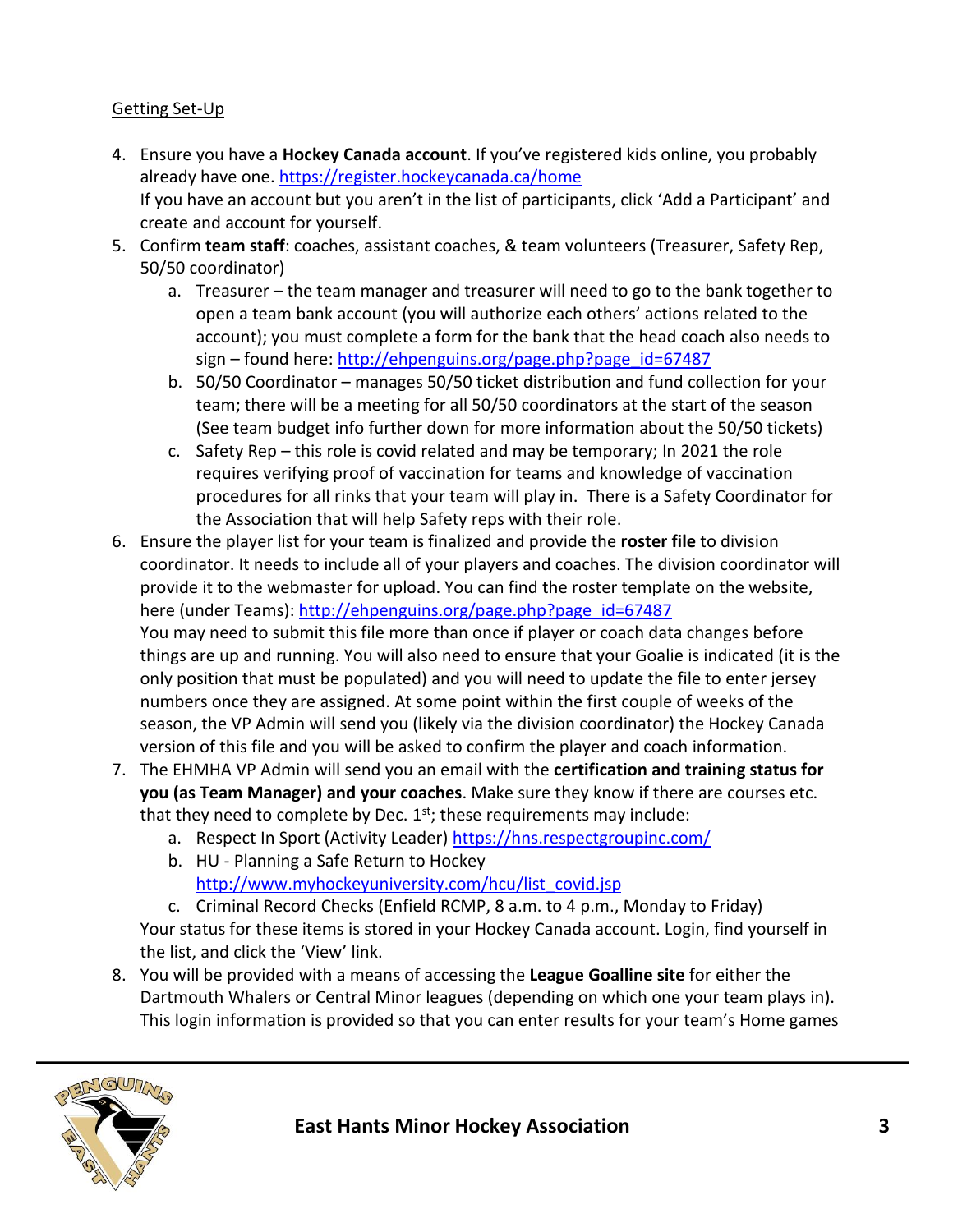Getting Set-Up

4. Ensure you have a **Hockey Canada account**. If you've registered kids online, you probably already have one. https://register.hockeycanada.ca/home
   If you have an account but you aren't in the list of participants, click 'Add a Participant' and create and account for yourself.
5. Confirm **team staff**: coaches, assistant coaches, & team volunteers (Treasurer, Safety Rep, 50/50 coordinator)
   a. Treasurer – the team manager and treasurer will need to go to the bank together to open a team bank account (you will authorize each others' actions related to the account); you must complete a form for the bank that the head coach also needs to sign – found here: http://ehpenguins.org/page.php?page_id=67487
   b. 50/50 Coordinator – manages 50/50 ticket distribution and fund collection for your team; there will be a meeting for all 50/50 coordinators at the start of the season (See team budget info further down for more information about the 50/50 tickets)
   c. Safety Rep – this role is covid related and may be temporary; In 2021 the role requires verifying proof of vaccination for teams and knowledge of vaccination procedures for all rinks that your team will play in. There is a Safety Coordinator for the Association that will help Safety reps with their role.
6. Ensure the player list for your team is finalized and provide the **roster file** to division coordinator. It needs to include all of your players and coaches. The division coordinator will provide it to the webmaster for upload. You can find the roster template on the website, here (under Teams): http://ehpenguins.org/page.php?page_id=67487
   You may need to submit this file more than once if player or coach data changes before things are up and running. You will also need to ensure that your Goalie is indicated (it is the only position that must be populated) and you will need to update the file to enter jersey numbers once they are assigned. At some point within the first couple of weeks of the season, the VP Admin will send you (likely via the division coordinator) the Hockey Canada version of this file and you will be asked to confirm the player and coach information.
7. The EHMHA VP Admin will send you an email with the **certification and training status for you (as Team Manager) and your coaches**. Make sure they know if there are courses etc. that they need to complete by Dec. 1st; these requirements may include:
   a. Respect In Sport (Activity Leader) https://hns.respectgroupinc.com/
   b. HU - Planning a Safe Return to Hockey http://www.myhockeyuniversity.com/hcu/list_covid.jsp
   c. Criminal Record Checks (Enfield RCMP, 8 a.m. to 4 p.m., Monday to Friday)

   Your status for these items is stored in your Hockey Canada account. Login, find yourself in the list, and click the 'View' link.
8. You will be provided with a means of accessing the **League Goalline site** for either the Dartmouth Whalers or Central Minor leagues (depending on which one your team plays in). This login information is provided so that you can enter results for your team's Home games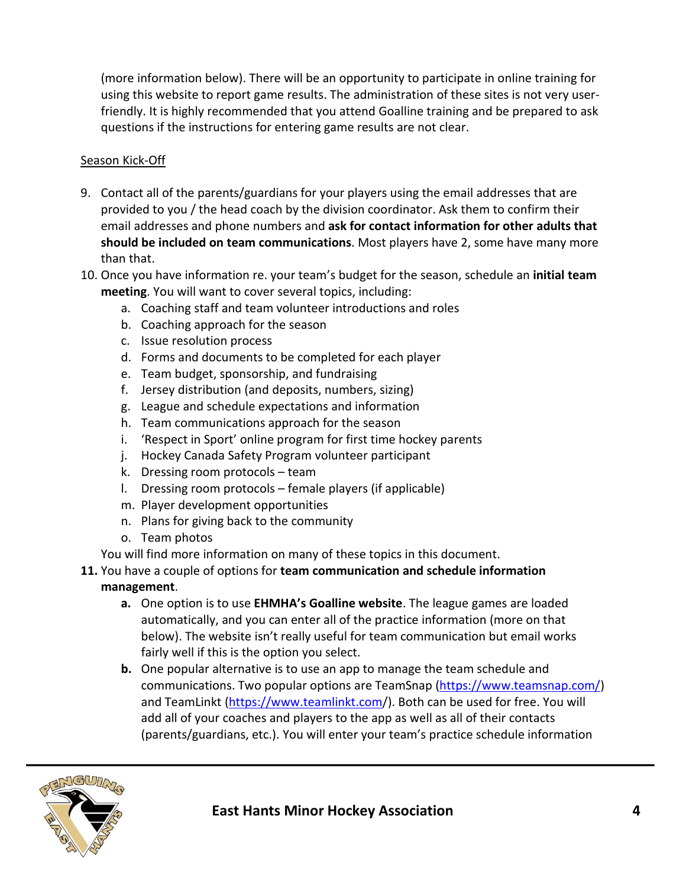(more information below). There will be an opportunity to participate in online training for using this website to report game results. The administration of these sites is not very user-friendly. It is highly recommended that you attend Goalline training and be prepared to ask questions if the instructions for entering game results are not clear.

<u>Season Kick-Off</u>

9. Contact all of the parents/guardians for your players using the email addresses that are provided to you / the head coach by the division coordinator. Ask them to confirm their email addresses and phone numbers and **ask for contact information for other adults that should be included on team communications**. Most players have 2, some have many more than that.
10. Once you have information re. your team's budget for the season, schedule an **initial team meeting**. You will want to cover several topics, including:
    a. Coaching staff and team volunteer introductions and roles
    b. Coaching approach for the season
    c. Issue resolution process
    d. Forms and documents to be completed for each player
    e. Team budget, sponsorship, and fundraising
    f. Jersey distribution (and deposits, numbers, sizing)
    g. League and schedule expectations and information
    h. Team communications approach for the season
    i. 'Respect in Sport' online program for first time hockey parents
    j. Hockey Canada Safety Program volunteer participant
    k. Dressing room protocols – team
    l. Dressing room protocols – female players (if applicable)
    m. Player development opportunities
    n. Plans for giving back to the community
    o. Team photos

    You will find more information on many of these topics in this document.
11. You have a couple of options for **team communication and schedule information management**.
    **a.** One option is to use **EHMHA's Goalline website**. The league games are loaded automatically, and you can enter all of the practice information (more on that below). The website isn't really useful for team communication but email works fairly well if this is the option you select.
    **b.** One popular alternative is to use an app to manage the team schedule and communications. Two popular options are TeamSnap (https://www.teamsnap.com/) and TeamLinkt (https://www.teamlinkt.com/). Both can be used for free. You will add all of your coaches and players to the app as well as all of their contacts (parents/guardians, etc.). You will enter your team's practice schedule information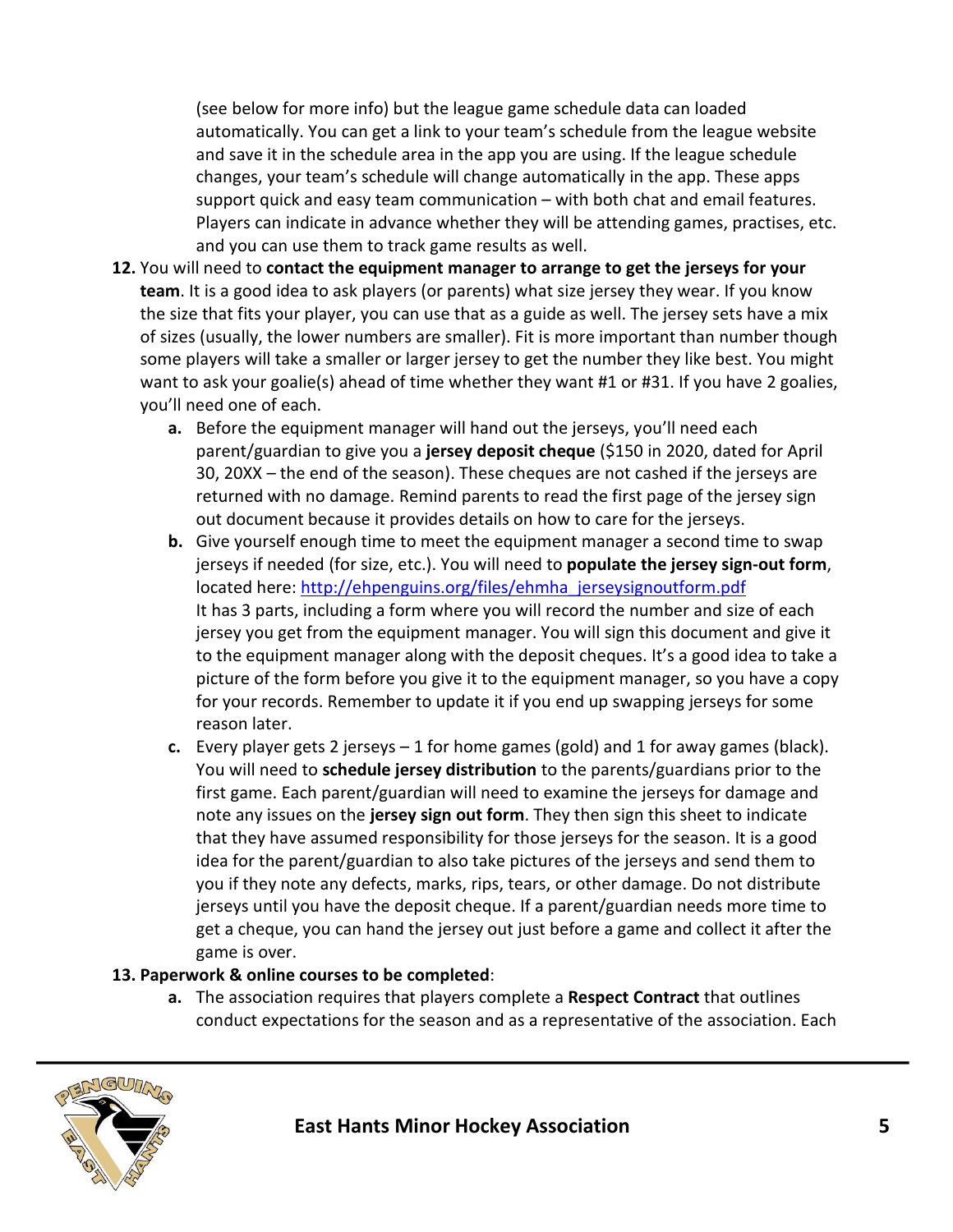(see below for more info) but the league game schedule data can loaded automatically. You can get a link to your team's schedule from the league website and save it in the schedule area in the app you are using. If the league schedule changes, your team's schedule will change automatically in the app. These apps support quick and easy team communication – with both chat and email features. Players can indicate in advance whether they will be attending games, practises, etc. and you can use them to track game results as well.

12. You will need to **contact the equipment manager to arrange to get the jerseys for your team**. It is a good idea to ask players (or parents) what size jersey they wear. If you know the size that fits your player, you can use that as a guide as well. The jersey sets have a mix of sizes (usually, the lower numbers are smaller). Fit is more important than number though some players will take a smaller or larger jersey to get the number they like best. You might want to ask your goalie(s) ahead of time whether they want #1 or #31. If you have 2 goalies, you'll need one of each.
    a. Before the equipment manager will hand out the jerseys, you'll need each parent/guardian to give you a **jersey deposit cheque** ($150 in 2020, dated for April 30, 20XX – the end of the season). These cheques are not cashed if the jerseys are returned with no damage. Remind parents to read the first page of the jersey sign out document because it provides details on how to care for the jerseys.
    b. Give yourself enough time to meet the equipment manager a second time to swap jerseys if needed (for size, etc.). You will need to **populate the jersey sign-out form**, located here: [http://ehpenguins.org/files/ehmha_jerseysignoutform.pdf](http://ehpenguins.org/files/ehmha_jerseysignoutform.pdf)
    It has 3 parts, including a form where you will record the number and size of each jersey you get from the equipment manager. You will sign this document and give it to the equipment manager along with the deposit cheques. It's a good idea to take a picture of the form before you give it to the equipment manager, so you have a copy for your records. Remember to update it if you end up swapping jerseys for some reason later.
    c. Every player gets 2 jerseys – 1 for home games (gold) and 1 for away games (black). You will need to **schedule jersey distribution** to the parents/guardians prior to the first game. Each parent/guardian will need to examine the jerseys for damage and note any issues on the **jersey sign out form**. They then sign this sheet to indicate that they have assumed responsibility for those jerseys for the season. It is a good idea for the parent/guardian to also take pictures of the jerseys and send them to you if they note any defects, marks, rips, tears, or other damage. Do not distribute jerseys until you have the deposit cheque. If a parent/guardian needs more time to get a cheque, you can hand the jersey out just before a game and collect it after the game is over.

13. **Paperwork & online courses to be completed**:
    a. The association requires that players complete a **Respect Contract** that outlines conduct expectations for the season and as a representative of the association. Each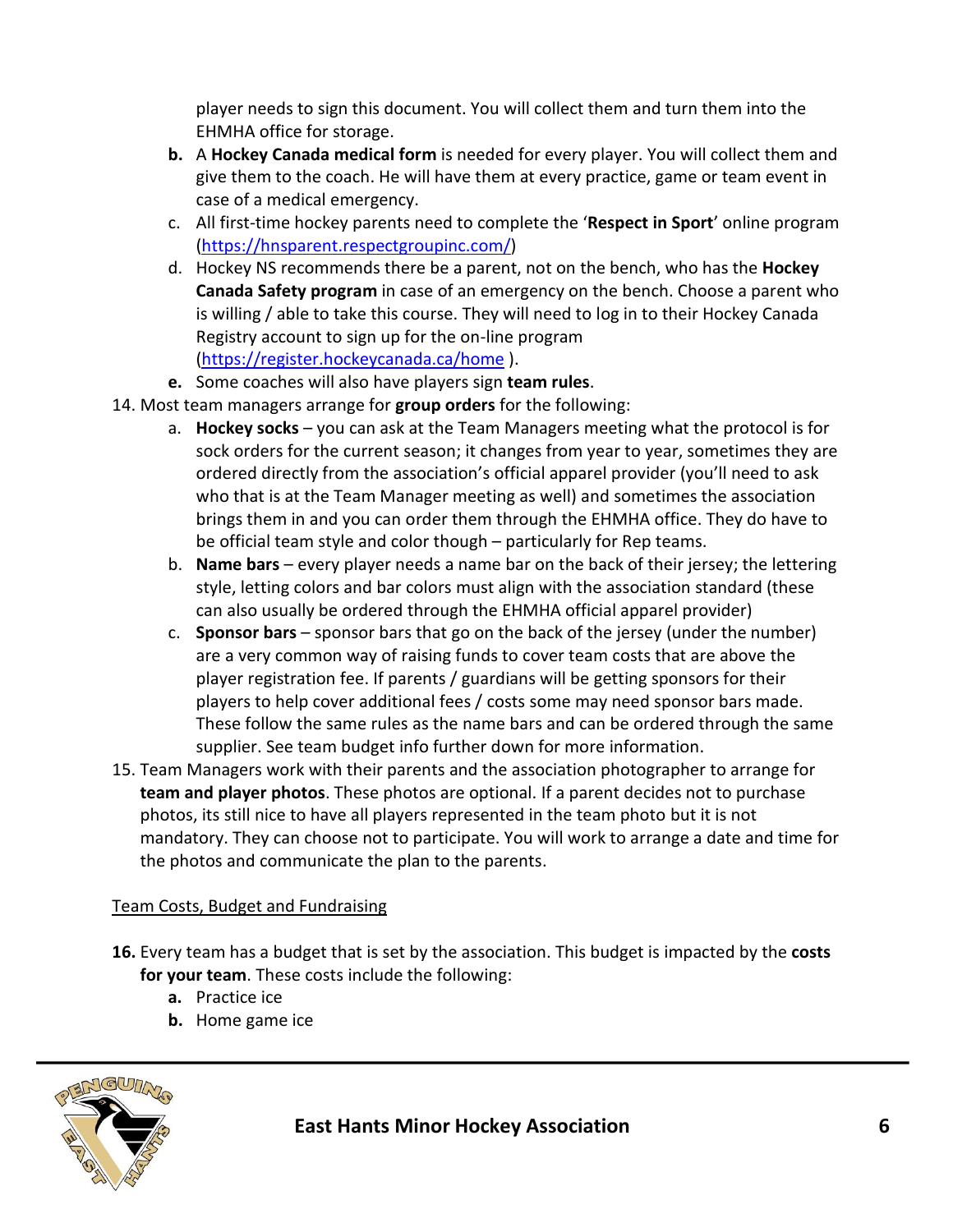player needs to sign this document. You will collect them and turn them into the EHMHA office for storage.

- **b.** A **Hockey Canada medical form** is needed for every player. You will collect them and give them to the coach. He will have them at every practice, game or team event in case of a medical emergency.
- c. All first-time hockey parents need to complete the '**Respect in Sport**' online program (https://hnsparent.respectgroupinc.com/)
- d. Hockey NS recommends there be a parent, not on the bench, who has the **Hockey Canada Safety program** in case of an emergency on the bench. Choose a parent who is willing / able to take this course. They will need to log in to their Hockey Canada Registry account to sign up for the on-line program (https://register.hockeycanada.ca/home ).
- **e.** Some coaches will also have players sign **team rules**.

14. Most team managers arrange for **group orders** for the following:
    - a. **Hockey socks** – you can ask at the Team Managers meeting what the protocol is for sock orders for the current season; it changes from year to year, sometimes they are ordered directly from the association's official apparel provider (you'll need to ask who that is at the Team Manager meeting as well) and sometimes the association brings them in and you can order them through the EHMHA office. They do have to be official team style and color though – particularly for Rep teams.
    - b. **Name bars** – every player needs a name bar on the back of their jersey; the lettering style, letting colors and bar colors must align with the association standard (these can also usually be ordered through the EHMHA official apparel provider)
    - c. **Sponsor bars** – sponsor bars that go on the back of the jersey (under the number) are a very common way of raising funds to cover team costs that are above the player registration fee. If parents / guardians will be getting sponsors for their players to help cover additional fees / costs some may need sponsor bars made. These follow the same rules as the name bars and can be ordered through the same supplier. See team budget info further down for more information.
15. Team Managers work with their parents and the association photographer to arrange for **team and player photos**. These photos are optional. If a parent decides not to purchase photos, its still nice to have all players represented in the team photo but it is not mandatory. They can choose not to participate. You will work to arrange a date and time for the photos and communicate the plan to the parents.

<u>Team Costs, Budget and Fundraising</u>

**16.** Every team has a budget that is set by the association. This budget is impacted by the **costs for your team**. These costs include the following:
- **a.** Practice ice
- **b.** Home game ice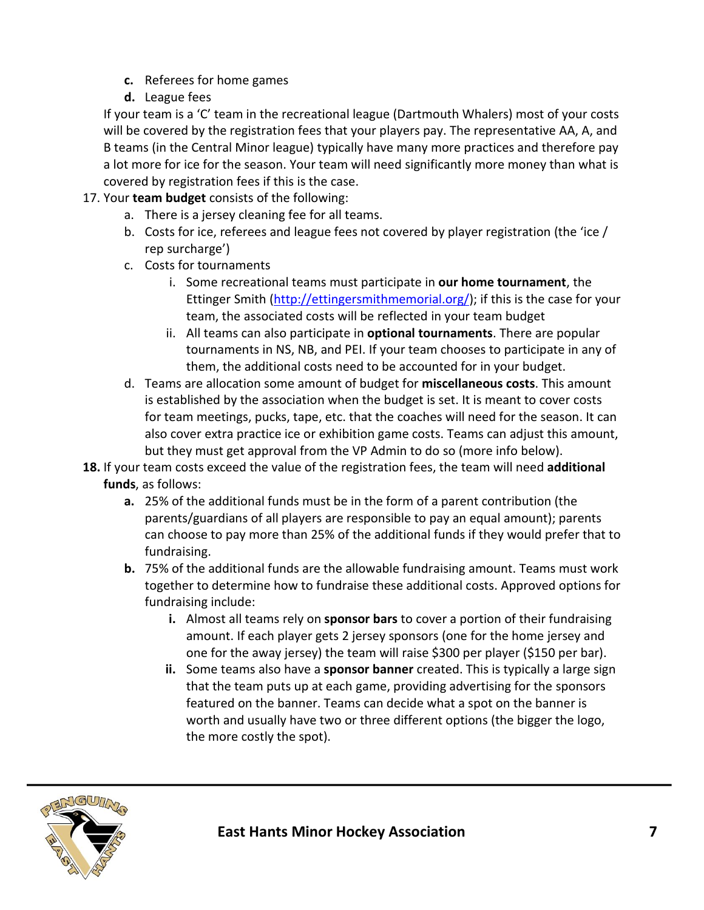c. Referees for home games
d. League fees

If your team is a 'C' team in the recreational league (Dartmouth Whalers) most of your costs will be covered by the registration fees that your players pay. The representative AA, A, and B teams (in the Central Minor league) typically have many more practices and therefore pay a lot more for ice for the season. Your team will need significantly more money than what is covered by registration fees if this is the case.

17. Your **team budget** consists of the following:
    a. There is a jersey cleaning fee for all teams.
    b. Costs for ice, referees and league fees not covered by player registration (the 'ice / rep surcharge')
    c. Costs for tournaments
        i. Some recreational teams must participate in **our home tournament**, the Ettinger Smith (http://ettingersmithmemorial.org/); if this is the case for your team, the associated costs will be reflected in your team budget
        ii. All teams can also participate in **optional tournaments**. There are popular tournaments in NS, NB, and PEI. If your team chooses to participate in any of them, the additional costs need to be accounted for in your budget.
    d. Teams are allocation some amount of budget for **miscellaneous costs**. This amount is established by the association when the budget is set. It is meant to cover costs for team meetings, pucks, tape, etc. that the coaches will need for the season. It can also cover extra practice ice or exhibition game costs. Teams can adjust this amount, but they must get approval from the VP Admin to do so (more info below).

**18.** If your team costs exceed the value of the registration fees, the team will need **additional funds**, as follows:
    **a.** 25% of the additional funds must be in the form of a parent contribution (the parents/guardians of all players are responsible to pay an equal amount); parents can choose to pay more than 25% of the additional funds if they would prefer that to fundraising.
    **b.** 75% of the additional funds are the allowable fundraising amount. Teams must work together to determine how to fundraise these additional costs. Approved options for fundraising include:
        **i.** Almost all teams rely on **sponsor bars** to cover a portion of their fundraising amount. If each player gets 2 jersey sponsors (one for the home jersey and one for the away jersey) the team will raise $300 per player ($150 per bar).
        **ii.** Some teams also have a **sponsor banner** created. This is typically a large sign that the team puts up at each game, providing advertising for the sponsors featured on the banner. Teams can decide what a spot on the banner is worth and usually have two or three different options (the bigger the logo, the more costly the spot).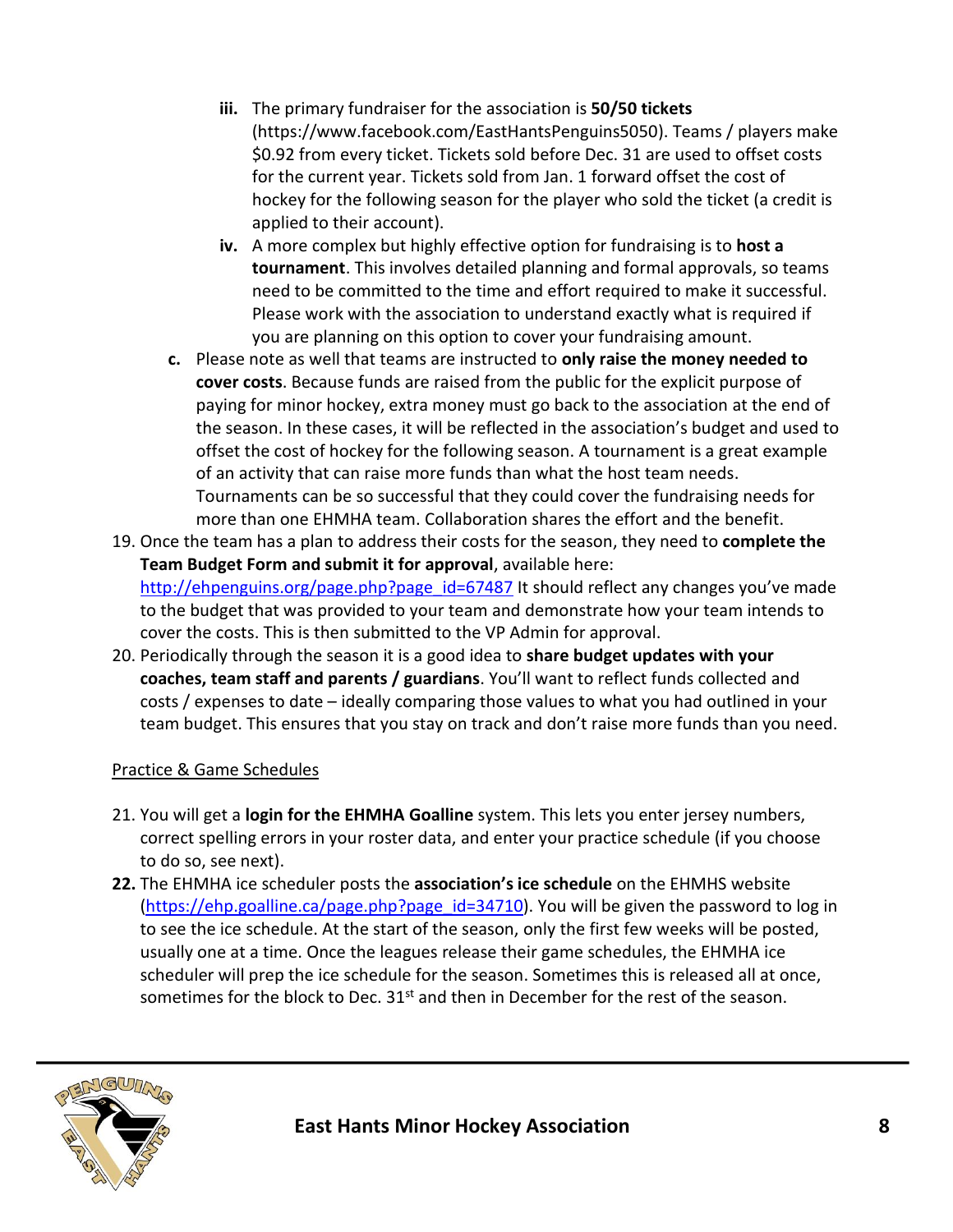- iii. The primary fundraiser for the association is **50/50 tickets** (https://www.facebook.com/EastHantsPenguins5050). Teams / players make $0.92 from every ticket. Tickets sold before Dec. 31 are used to offset costs for the current year. Tickets sold from Jan. 1 forward offset the cost of hockey for the following season for the player who sold the ticket (a credit is applied to their account).
   - iv. A more complex but highly effective option for fundraising is to **host a tournament**. This involves detailed planning and formal approvals, so teams need to be committed to the time and effort required to make it successful. Please work with the association to understand exactly what is required if you are planning on this option to cover your fundraising amount.

   c. Please note as well that teams are instructed to **only raise the money needed to cover costs**. Because funds are raised from the public for the explicit purpose of paying for minor hockey, extra money must go back to the association at the end of the season. In these cases, it will be reflected in the association's budget and used to offset the cost of hockey for the following season. A tournament is a great example of an activity that can raise more funds than what the host team needs. Tournaments can be so successful that they could cover the fundraising needs for more than one EHMHA team. Collaboration shares the effort and the benefit.

19. Once the team has a plan to address their costs for the season, they need to **complete the Team Budget Form and submit it for approval**, available here: [http://ehpenguins.org/page.php?page_id=67487](http://ehpenguins.org/page.php?page_id=67487) It should reflect any changes you've made to the budget that was provided to your team and demonstrate how your team intends to cover the costs. This is then submitted to the VP Admin for approval.
20. Periodically through the season it is a good idea to **share budget updates with your coaches, team staff and parents / guardians**. You'll want to reflect funds collected and costs / expenses to date – ideally comparing those values to what you had outlined in your team budget. This ensures that you stay on track and don't raise more funds than you need.

<u>Practice & Game Schedules</u>

21. You will get a **login for the EHMHA Goalline** system. This lets you enter jersey numbers, correct spelling errors in your roster data, and enter your practice schedule (if you choose to do so, see next).
22. The EHMHA ice scheduler posts the **association's ice schedule** on the EHMHS website ([https://ehp.goalline.ca/page.php?page_id=34710](https://ehp.goalline.ca/page.php?page_id=34710)). You will be given the password to log in to see the ice schedule. At the start of the season, only the first few weeks will be posted, usually one at a time. Once the leagues release their game schedules, the EHMHA ice scheduler will prep the ice schedule for the season. Sometimes this is released all at once, sometimes for the block to Dec. 31st and then in December for the rest of the season.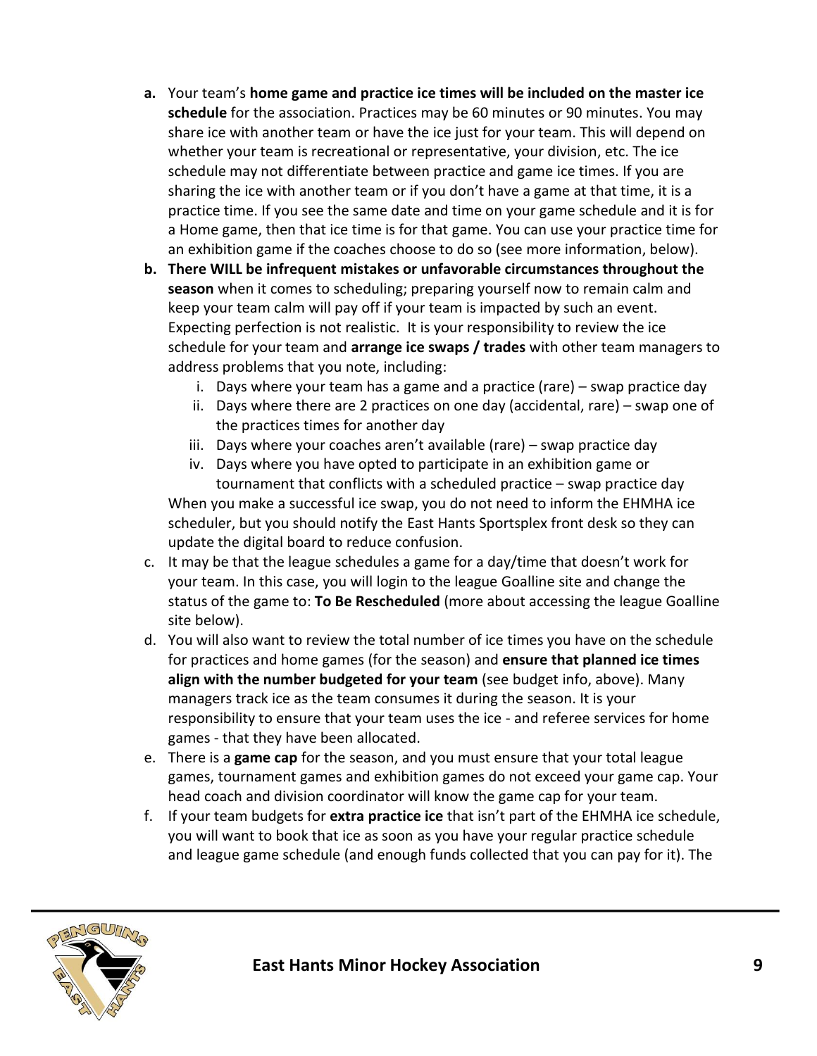**a.** Your team's **home game and practice ice times will be included on the master ice schedule** for the association. Practices may be 60 minutes or 90 minutes. You may share ice with another team or have the ice just for your team. This will depend on whether your team is recreational or representative, your division, etc. The ice schedule may not differentiate between practice and game ice times. If you are sharing the ice with another team or if you don't have a game at that time, it is a practice time. If you see the same date and time on your game schedule and it is for a Home game, then that ice time is for that game. You can use your practice time for an exhibition game if the coaches choose to do so (see more information, below).

**b.** **There WILL be infrequent mistakes or unfavorable circumstances throughout the season** when it comes to scheduling; preparing yourself now to remain calm and keep your team calm will pay off if your team is impacted by such an event. Expecting perfection is not realistic. It is your responsibility to review the ice schedule for your team and **arrange ice swaps / trades** with other team managers to address problems that you note, including:

   i. Days where your team has a game and a practice (rare) – swap practice day
   ii. Days where there are 2 practices on one day (accidental, rare) – swap one of the practices times for another day
   iii. Days where your coaches aren't available (rare) – swap practice day
   iv. Days where you have opted to participate in an exhibition game or tournament that conflicts with a scheduled practice – swap practice day

   When you make a successful ice swap, you do not need to inform the EHMHA ice scheduler, but you should notify the East Hants Sportsplex front desk so they can update the digital board to reduce confusion.

c. It may be that the league schedules a game for a day/time that doesn't work for your team. In this case, you will login to the league Goalline site and change the status of the game to: **To Be Rescheduled** (more about accessing the league Goalline site below).

d. You will also want to review the total number of ice times you have on the schedule for practices and home games (for the season) and **ensure that planned ice times align with the number budgeted for your team** (see budget info, above). Many managers track ice as the team consumes it during the season. It is your responsibility to ensure that your team uses the ice - and referee services for home games - that they have been allocated.

e. There is a **game cap** for the season, and you must ensure that your total league games, tournament games and exhibition games do not exceed your game cap. Your head coach and division coordinator will know the game cap for your team.

f. If your team budgets for **extra practice ice** that isn't part of the EHMHA ice schedule, you will want to book that ice as soon as you have your regular practice schedule and league game schedule (and enough funds collected that you can pay for it). The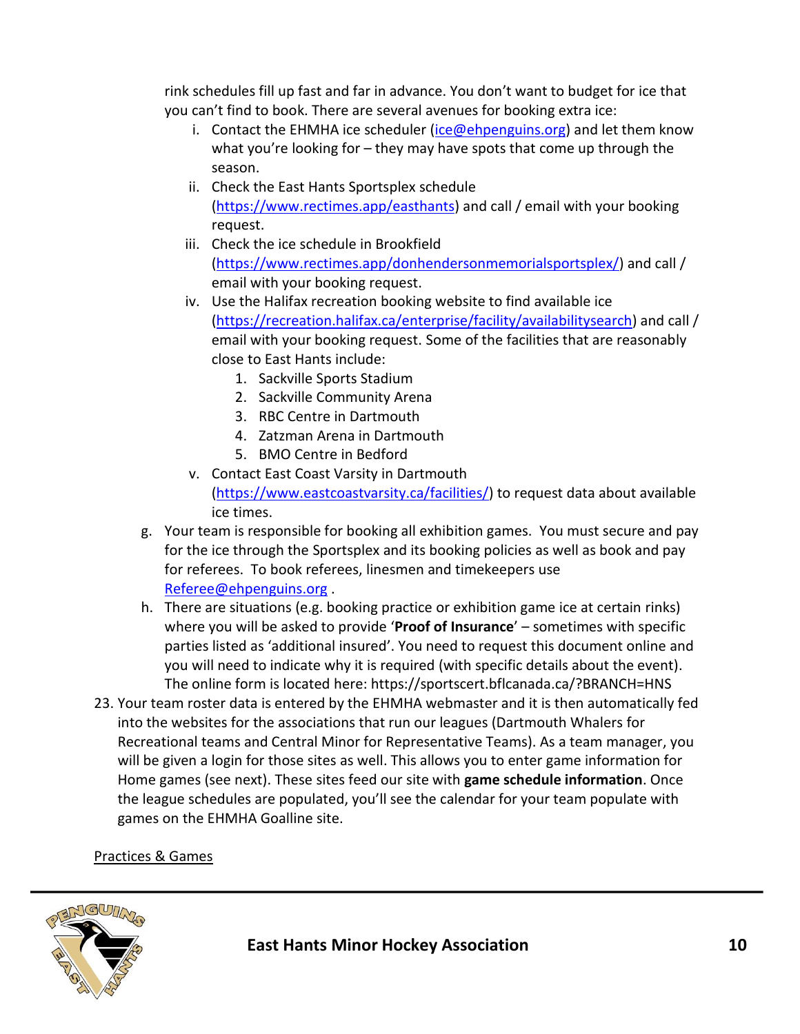rink schedules fill up fast and far in advance. You don't want to budget for ice that you can't find to book. There are several avenues for booking extra ice:

   i. Contact the EHMHA ice scheduler (ice@ehpenguins.org) and let them know what you're looking for – they may have spots that come up through the season.
   ii. Check the East Hants Sportsplex schedule (https://www.rectimes.app/easthants) and call / email with your booking request.
   iii. Check the ice schedule in Brookfield (https://www.rectimes.app/donhendersonmemorialsportsplex/) and call / email with your booking request.
   iv. Use the Halifax recreation booking website to find available ice (https://recreation.halifax.ca/enterprise/facility/availabilitysearch) and call / email with your booking request. Some of the facilities that are reasonably close to East Hants include:
      1. Sackville Sports Stadium
      2. Sackville Community Arena
      3. RBC Centre in Dartmouth
      4. Zatzman Arena in Dartmouth
      5. BMO Centre in Bedford
   v. Contact East Coast Varsity in Dartmouth (https://www.eastcoastvarsity.ca/facilities/) to request data about available ice times.

g. Your team is responsible for booking all exhibition games. You must secure and pay for the ice through the Sportsplex and its booking policies as well as book and pay for referees. To book referees, linesmen and timekeepers use Referee@ehpenguins.org .

h. There are situations (e.g. booking practice or exhibition game ice at certain rinks) where you will be asked to provide '**Proof of Insurance**' – sometimes with specific parties listed as 'additional insured'. You need to request this document online and you will need to indicate why it is required (with specific details about the event). The online form is located here: https://sportscert.bflcanada.ca/?BRANCH=HNS

23. Your team roster data is entered by the EHMHA webmaster and it is then automatically fed into the websites for the associations that run our leagues (Dartmouth Whalers for Recreational teams and Central Minor for Representative Teams). As a team manager, you will be given a login for those sites as well. This allows you to enter game information for Home games (see next). These sites feed our site with **game schedule information**. Once the league schedules are populated, you'll see the calendar for your team populate with games on the EHMHA Goalline site.

Practices & Games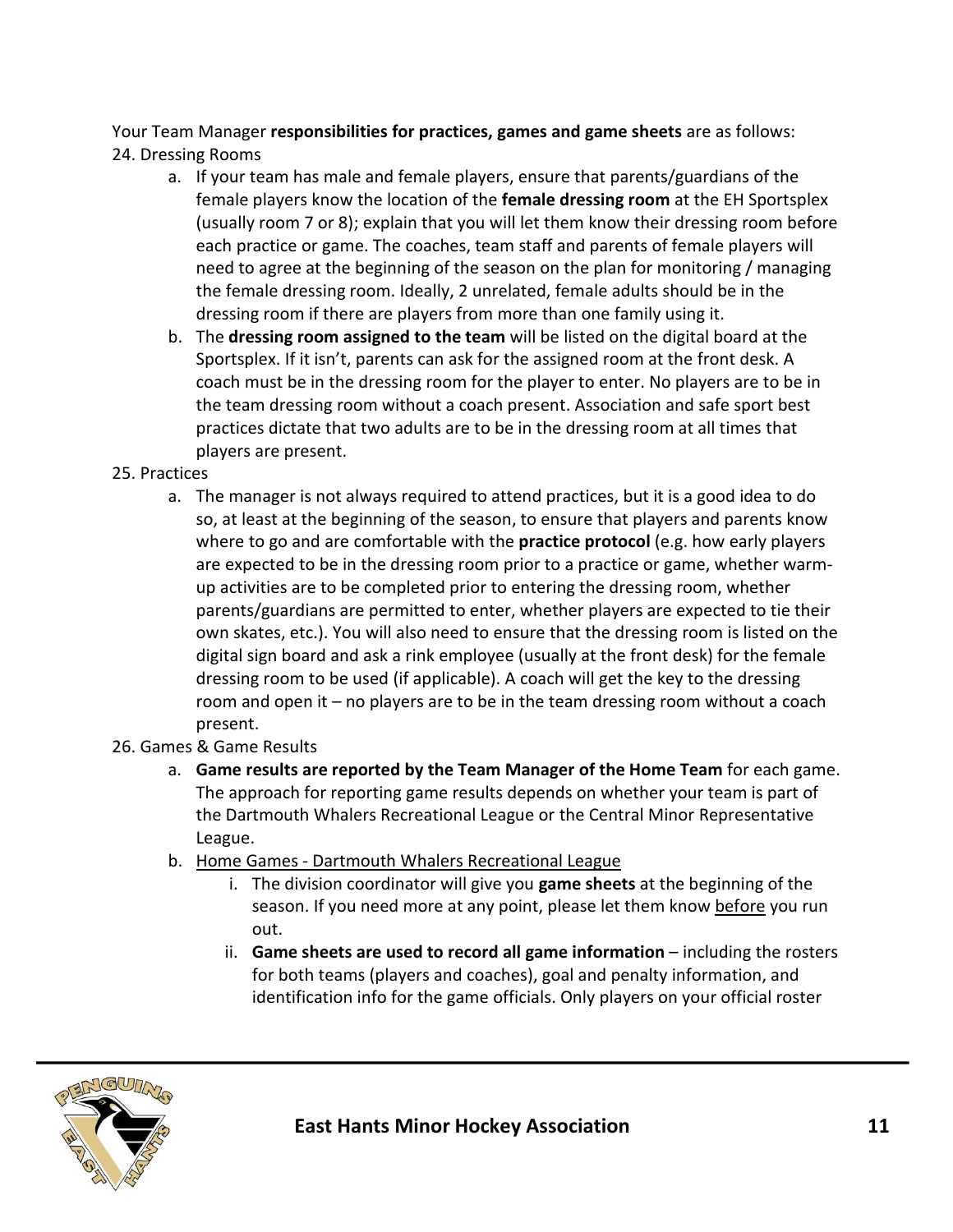Your Team Manager **responsibilities for practices, games and game sheets** are as follows:

24. Dressing Rooms
    a. If your team has male and female players, ensure that parents/guardians of the female players know the location of the **female dressing room** at the EH Sportsplex (usually room 7 or 8); explain that you will let them know their dressing room before each practice or game. The coaches, team staff and parents of female players will need to agree at the beginning of the season on the plan for monitoring / managing the female dressing room. Ideally, 2 unrelated, female adults should be in the dressing room if there are players from more than one family using it.
    b. The **dressing room assigned to the team** will be listed on the digital board at the Sportsplex. If it isn't, parents can ask for the assigned room at the front desk. A coach must be in the dressing room for the player to enter. No players are to be in the team dressing room without a coach present. Association and safe sport best practices dictate that two adults are to be in the dressing room at all times that players are present.
25. Practices
    a. The manager is not always required to attend practices, but it is a good idea to do so, at least at the beginning of the season, to ensure that players and parents know where to go and are comfortable with the **practice protocol** (e.g. how early players are expected to be in the dressing room prior to a practice or game, whether warm-up activities are to be completed prior to entering the dressing room, whether parents/guardians are permitted to enter, whether players are expected to tie their own skates, etc.). You will also need to ensure that the dressing room is listed on the digital sign board and ask a rink employee (usually at the front desk) for the female dressing room to be used (if applicable). A coach will get the key to the dressing room and open it – no players are to be in the team dressing room without a coach present.
26. Games & Game Results
    a. **Game results are reported by the Team Manager of the Home Team** for each game. The approach for reporting game results depends on whether your team is part of the Dartmouth Whalers Recreational League or the Central Minor Representative League.
    b. <u>Home Games - Dartmouth Whalers Recreational League</u>
        i. The division coordinator will give you **game sheets** at the beginning of the season. If you need more at any point, please let them know <u>before</u> you run out.
        ii. **Game sheets are used to record all game information** – including the rosters for both teams (players and coaches), goal and penalty information, and identification info for the game officials. Only players on your official roster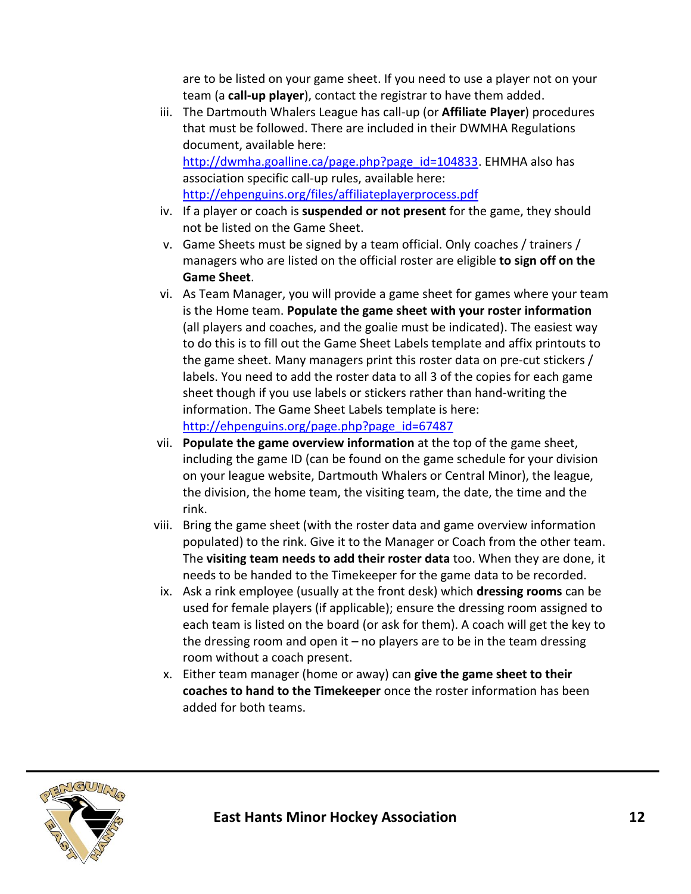are to be listed on your game sheet. If you need to use a player not on your team (a **call-up player**), contact the registrar to have them added.

iii. The Dartmouth Whalers League has call-up (or **Affiliate Player**) procedures that must be followed. There are included in their DWMHA Regulations document, available here: [http://dwmha.goalline.ca/page.php?page_id=104833](http://dwmha.goalline.ca/page.php?page_id=104833). EHMHA also has association specific call-up rules, available here: [http://ehpenguins.org/files/affiliateplayerprocess.pdf](http://ehpenguins.org/files/affiliateplayerprocess.pdf)

iv. If a player or coach is **suspended or not present** for the game, they should not be listed on the Game Sheet.

v. Game Sheets must be signed by a team official. Only coaches / trainers / managers who are listed on the official roster are eligible **to sign off on the Game Sheet**.

vi. As Team Manager, you will provide a game sheet for games where your team is the Home team. **Populate the game sheet with your roster information** (all players and coaches, and the goalie must be indicated). The easiest way to do this is to fill out the Game Sheet Labels template and affix printouts to the game sheet. Many managers print this roster data on pre-cut stickers / labels. You need to add the roster data to all 3 of the copies for each game sheet though if you use labels or stickers rather than hand-writing the information. The Game Sheet Labels template is here: [http://ehpenguins.org/page.php?page_id=67487](http://ehpenguins.org/page.php?page_id=67487)

vii. **Populate the game overview information** at the top of the game sheet, including the game ID (can be found on the game schedule for your division on your league website, Dartmouth Whalers or Central Minor), the league, the division, the home team, the visiting team, the date, the time and the rink.

viii. Bring the game sheet (with the roster data and game overview information populated) to the rink. Give it to the Manager or Coach from the other team. The **visiting team needs to add their roster data** too. When they are done, it needs to be handed to the Timekeeper for the game data to be recorded.

ix. Ask a rink employee (usually at the front desk) which **dressing rooms** can be used for female players (if applicable); ensure the dressing room assigned to each team is listed on the board (or ask for them). A coach will get the key to the dressing room and open it – no players are to be in the team dressing room without a coach present.

x. Either team manager (home or away) can **give the game sheet to their coaches to hand to the Timekeeper** once the roster information has been added for both teams.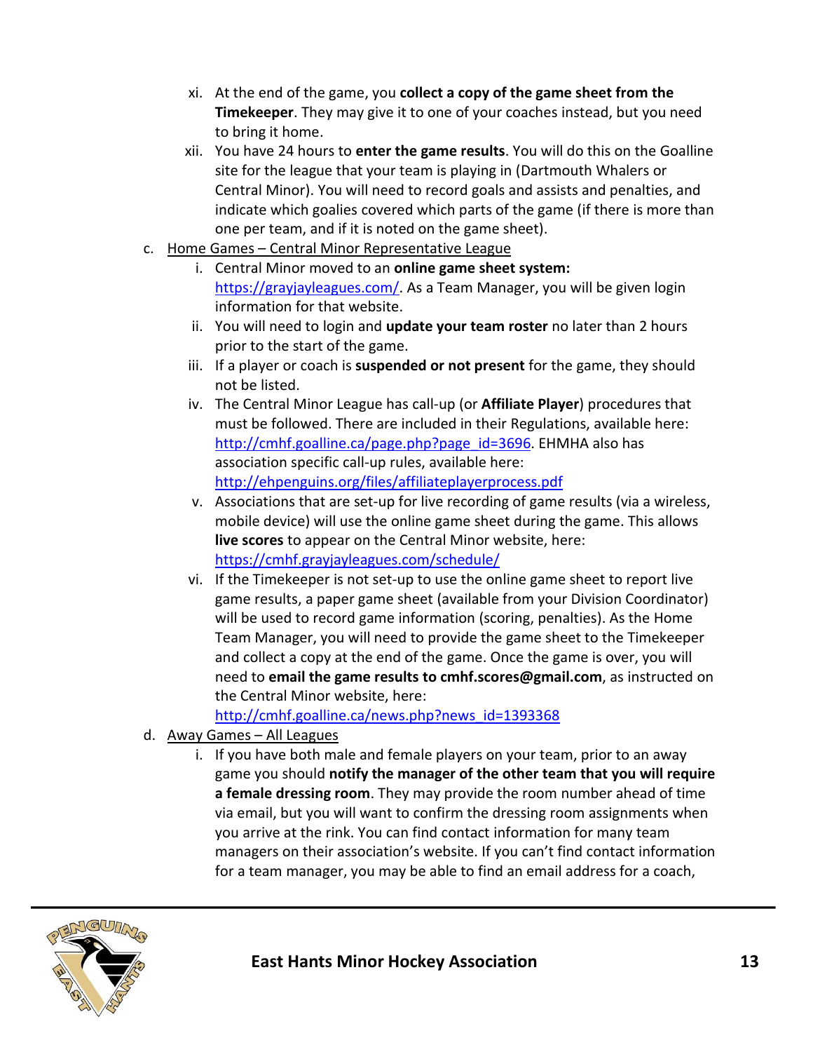xi. At the end of the game, you **collect a copy of the game sheet from the Timekeeper**. They may give it to one of your coaches instead, but you need to bring it home.

xii. You have 24 hours to **enter the game results**. You will do this on the Goalline site for the league that your team is playing in (Dartmouth Whalers or Central Minor). You will need to record goals and assists and penalties, and indicate which goalies covered which parts of the game (if there is more than one per team, and if it is noted on the game sheet).

c. <u>Home Games – Central Minor Representative League</u>

   i. Central Minor moved to an **online game sheet system:** https://grayjayleagues.com/. As a Team Manager, you will be given login information for that website.

   ii. You will need to login and **update your team roster** no later than 2 hours prior to the start of the game.

   iii. If a player or coach is **suspended or not present** for the game, they should not be listed.

   iv. The Central Minor League has call-up (or **Affiliate Player**) procedures that must be followed. There are included in their Regulations, available here: http://cmhf.goalline.ca/page.php?page_id=3696. EHMHA also has association specific call-up rules, available here: http://ehpenguins.org/files/affiliateplayerprocess.pdf

   v. Associations that are set-up for live recording of game results (via a wireless, mobile device) will use the online game sheet during the game. This allows **live scores** to appear on the Central Minor website, here: https://cmhf.grayjayleagues.com/schedule/

   vi. If the Timekeeper is not set-up to use the online game sheet to report live game results, a paper game sheet (available from your Division Coordinator) will be used to record game information (scoring, penalties). As the Home Team Manager, you will need to provide the game sheet to the Timekeeper and collect a copy at the end of the game. Once the game is over, you will need to **email the game results to cmhf.scores@gmail.com**, as instructed on the Central Minor website, here: http://cmhf.goalline.ca/news.php?news_id=1393368

d. <u>Away Games – All Leagues</u>

   i. If you have both male and female players on your team, prior to an away game you should **notify the manager of the other team that you will require a female dressing room**. They may provide the room number ahead of time via email, but you will want to confirm the dressing room assignments when you arrive at the rink. You can find contact information for many team managers on their association's website. If you can't find contact information for a team manager, you may be able to find an email address for a coach,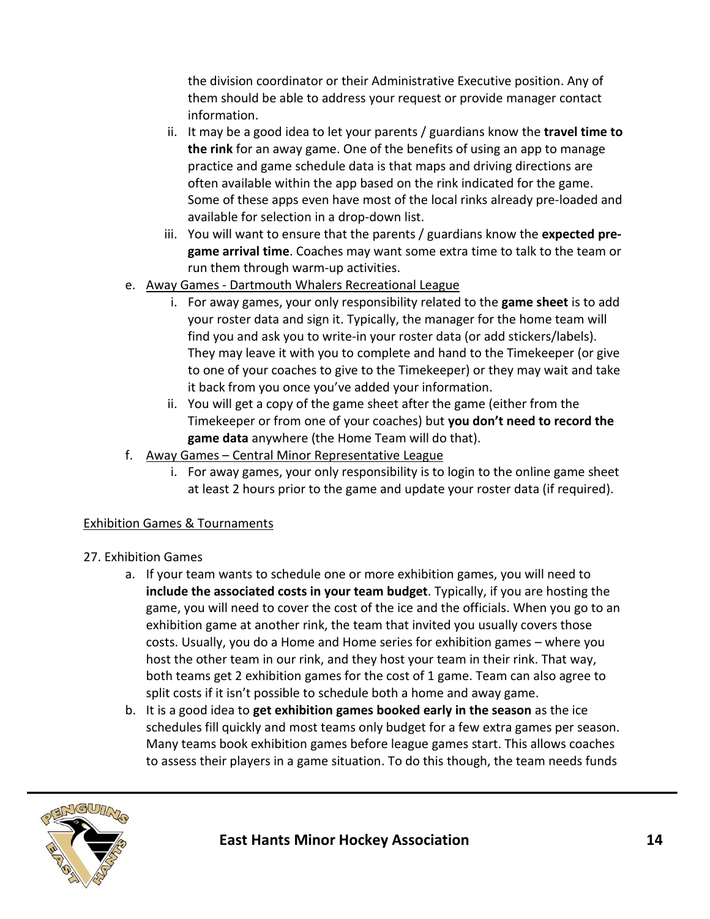the division coordinator or their Administrative Executive position. Any of them should be able to address your request or provide manager contact information.

ii. It may be a good idea to let your parents / guardians know the **travel time to the rink** for an away game. One of the benefits of using an app to manage practice and game schedule data is that maps and driving directions are often available within the app based on the rink indicated for the game. Some of these apps even have most of the local rinks already pre-loaded and available for selection in a drop-down list.

iii. You will want to ensure that the parents / guardians know the **expected pre-game arrival time**. Coaches may want some extra time to talk to the team or run them through warm-up activities.

e. <u>Away Games - Dartmouth Whalers Recreational League</u>

   i. For away games, your only responsibility related to the **game sheet** is to add your roster data and sign it. Typically, the manager for the home team will find you and ask you to write-in your roster data (or add stickers/labels). They may leave it with you to complete and hand to the Timekeeper (or give to one of your coaches to give to the Timekeeper) or they may wait and take it back from you once you've added your information.

   ii. You will get a copy of the game sheet after the game (either from the Timekeeper or from one of your coaches) but **you don't need to record the game data** anywhere (the Home Team will do that).

f. <u>Away Games – Central Minor Representative League</u>

   i. For away games, your only responsibility is to login to the online game sheet at least 2 hours prior to the game and update your roster data (if required).

<u>Exhibition Games & Tournaments</u>

27. Exhibition Games

   a. If your team wants to schedule one or more exhibition games, you will need to **include the associated costs in your team budget**. Typically, if you are hosting the game, you will need to cover the cost of the ice and the officials. When you go to an exhibition game at another rink, the team that invited you usually covers those costs. Usually, you do a Home and Home series for exhibition games – where you host the other team in our rink, and they host your team in their rink. That way, both teams get 2 exhibition games for the cost of 1 game. Team can also agree to split costs if it isn't possible to schedule both a home and away game.

   b. It is a good idea to **get exhibition games booked early in the season** as the ice schedules fill quickly and most teams only budget for a few extra games per season. Many teams book exhibition games before league games start. This allows coaches to assess their players in a game situation. To do this though, the team needs funds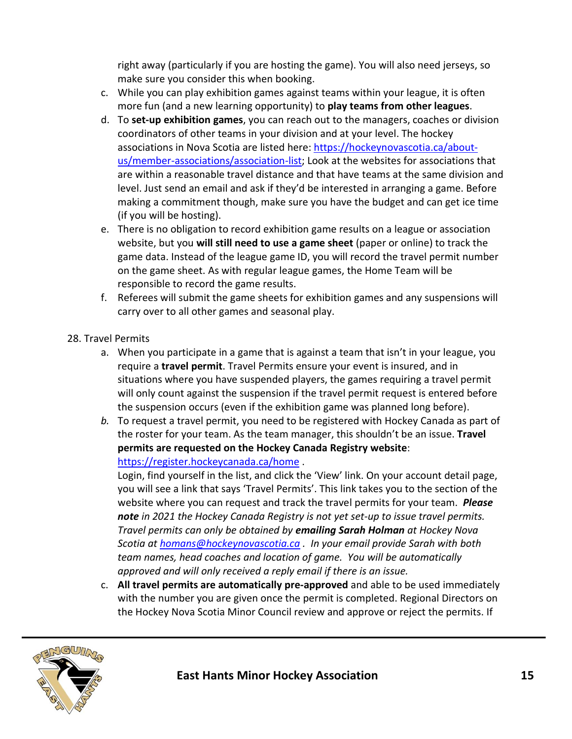right away (particularly if you are hosting the game). You will also need jerseys, so make sure you consider this when booking.

c. While you can play exhibition games against teams within your league, it is often more fun (and a new learning opportunity) to **play teams from other leagues**.

d. To **set-up exhibition games**, you can reach out to the managers, coaches or division coordinators of other teams in your division and at your level. The hockey associations in Nova Scotia are listed here: [https://hockeynovascotia.ca/about-us/member-associations/association-list](https://hockeynovascotia.ca/about-us/member-associations/association-list); Look at the websites for associations that are within a reasonable travel distance and that have teams at the same division and level. Just send an email and ask if they'd be interested in arranging a game. Before making a commitment though, make sure you have the budget and can get ice time (if you will be hosting).

e. There is no obligation to record exhibition game results on a league or association website, but you **will still need to use a game sheet** (paper or online) to track the game data. Instead of the league game ID, you will record the travel permit number on the game sheet. As with regular league games, the Home Team will be responsible to record the game results.

f. Referees will submit the game sheets for exhibition games and any suspensions will carry over to all other games and seasonal play.

28. Travel Permits

a. When you participate in a game that is against a team that isn't in your league, you require a **travel permit**. Travel Permits ensure your event is insured, and in situations where you have suspended players, the games requiring a travel permit will only count against the suspension if the travel permit request is entered before the suspension occurs (even if the exhibition game was planned long before).

*b.* To request a travel permit, you need to be registered with Hockey Canada as part of the roster for your team. As the team manager, this shouldn't be an issue. **Travel permits are requested on the Hockey Canada Registry website**: [https://register.hockeycanada.ca/home](https://register.hockeycanada.ca/home) .
Login, find yourself in the list, and click the 'View' link. On your account detail page, you will see a link that says 'Travel Permits'. This link takes you to the section of the website where you can request and track the travel permits for your team. ***Please note*** *in 2021 the Hockey Canada Registry is not yet set-up to issue travel permits. Travel permits can only be obtained by* ***emailing Sarah Holman*** *at Hockey Nova Scotia at* [*homans@hockeynovascotia.ca*](mailto:homans@hockeynovascotia.ca) *. In your email provide Sarah with both team names, head coaches and location of game. You will be automatically approved and will only received a reply email if there is an issue.*

c. **All travel permits are automatically pre-approved** and able to be used immediately with the number you are given once the permit is completed. Regional Directors on the Hockey Nova Scotia Minor Council review and approve or reject the permits. If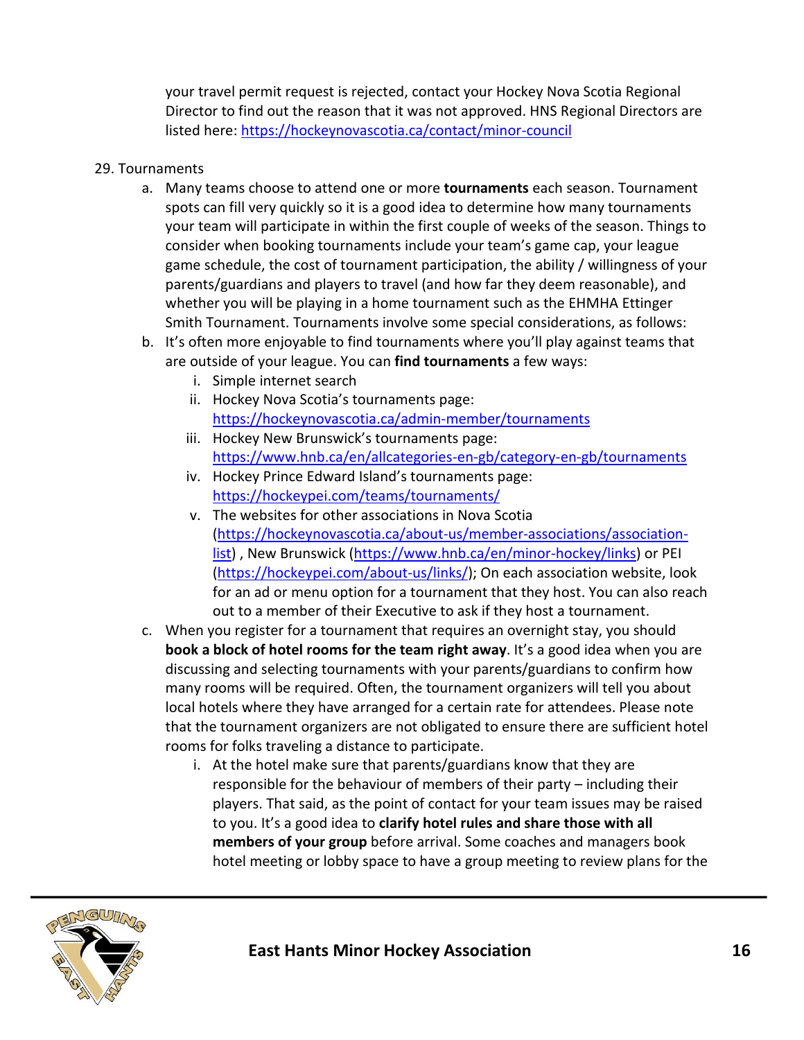your travel permit request is rejected, contact your Hockey Nova Scotia Regional Director to find out the reason that it was not approved. HNS Regional Directors are listed here: https://hockeynovascotia.ca/contact/minor-council

29. Tournaments

a. Many teams choose to attend one or more **tournaments** each season. Tournament spots can fill very quickly so it is a good idea to determine how many tournaments your team will participate in within the first couple of weeks of the season. Things to consider when booking tournaments include your team's game cap, your league game schedule, the cost of tournament participation, the ability / willingness of your parents/guardians and players to travel (and how far they deem reasonable), and whether you will be playing in a home tournament such as the EHMHA Ettinger Smith Tournament. Tournaments involve some special considerations, as follows:

b. It's often more enjoyable to find tournaments where you'll play against teams that are outside of your league. You can **find tournaments** a few ways:

   i. Simple internet search

   ii. Hockey Nova Scotia's tournaments page: https://hockeynovascotia.ca/admin-member/tournaments

   iii. Hockey New Brunswick's tournaments page: https://www.hnb.ca/en/allcategories-en-gb/category-en-gb/tournaments

   iv. Hockey Prince Edward Island's tournaments page: https://hockeypei.com/teams/tournaments/

   v. The websites for other associations in Nova Scotia (https://hockeynovascotia.ca/about-us/member-associations/association-list) , New Brunswick (https://www.hnb.ca/en/minor-hockey/links) or PEI (https://hockeypei.com/about-us/links/); On each association website, look for an ad or menu option for a tournament that they host. You can also reach out to a member of their Executive to ask if they host a tournament.

c. When you register for a tournament that requires an overnight stay, you should **book a block of hotel rooms for the team right away**. It's a good idea when you are discussing and selecting tournaments with your parents/guardians to confirm how many rooms will be required. Often, the tournament organizers will tell you about local hotels where they have arranged for a certain rate for attendees. Please note that the tournament organizers are not obligated to ensure there are sufficient hotel rooms for folks traveling a distance to participate.

   i. At the hotel make sure that parents/guardians know that they are responsible for the behaviour of members of their party – including their players. That said, as the point of contact for your team issues may be raised to you. It's a good idea to **clarify hotel rules and share those with all members of your group** before arrival. Some coaches and managers book hotel meeting or lobby space to have a group meeting to review plans for the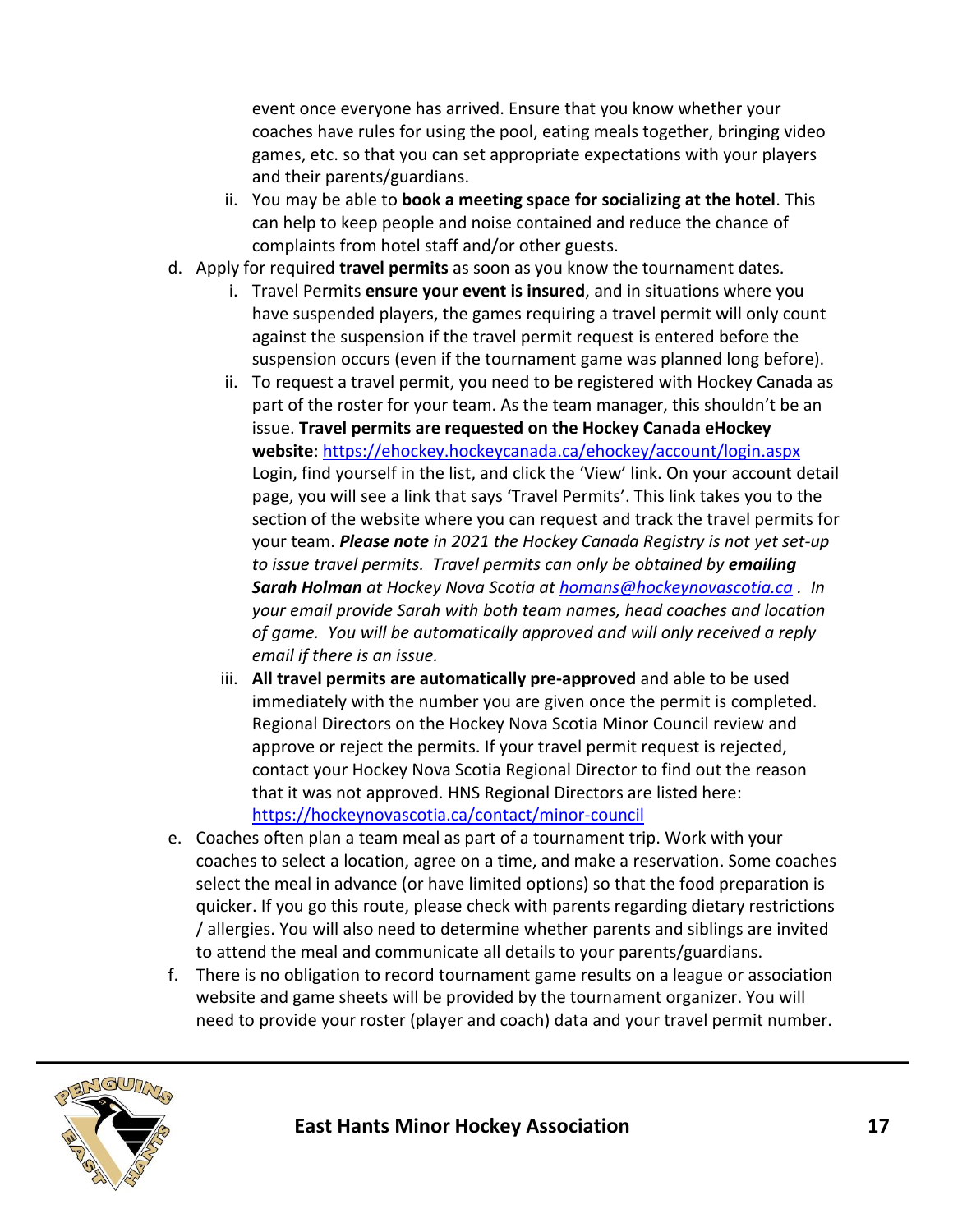event once everyone has arrived. Ensure that you know whether your coaches have rules for using the pool, eating meals together, bringing video games, etc. so that you can set appropriate expectations with your players and their parents/guardians.

   ii. You may be able to **book a meeting space for socializing at the hotel**. This can help to keep people and noise contained and reduce the chance of complaints from hotel staff and/or other guests.

d. Apply for required **travel permits** as soon as you know the tournament dates.

   i. Travel Permits **ensure your event is insured**, and in situations where you have suspended players, the games requiring a travel permit will only count against the suspension if the travel permit request is entered before the suspension occurs (even if the tournament game was planned long before).

   ii. To request a travel permit, you need to be registered with Hockey Canada as part of the roster for your team. As the team manager, this shouldn't be an issue. **Travel permits are requested on the Hockey Canada eHockey website**: https://ehockey.hockeycanada.ca/ehockey/account/login.aspx Login, find yourself in the list, and click the 'View' link. On your account detail page, you will see a link that says 'Travel Permits'. This link takes you to the section of the website where you can request and track the travel permits for your team. ***Please note*** *in 2021 the Hockey Canada Registry is not yet set-up to issue travel permits. Travel permits can only be obtained by* ***emailing Sarah Holman*** *at Hockey Nova Scotia at* *homans@hockeynovascotia.ca . In your email provide Sarah with both team names, head coaches and location of game. You will be automatically approved and will only received a reply email if there is an issue.*

   iii. **All travel permits are automatically pre-approved** and able to be used immediately with the number you are given once the permit is completed. Regional Directors on the Hockey Nova Scotia Minor Council review and approve or reject the permits. If your travel permit request is rejected, contact your Hockey Nova Scotia Regional Director to find out the reason that it was not approved. HNS Regional Directors are listed here: https://hockeynovascotia.ca/contact/minor-council

e. Coaches often plan a team meal as part of a tournament trip. Work with your coaches to select a location, agree on a time, and make a reservation. Some coaches select the meal in advance (or have limited options) so that the food preparation is quicker. If you go this route, please check with parents regarding dietary restrictions / allergies. You will also need to determine whether parents and siblings are invited to attend the meal and communicate all details to your parents/guardians.

f. There is no obligation to record tournament game results on a league or association website and game sheets will be provided by the tournament organizer. You will need to provide your roster (player and coach) data and your travel permit number.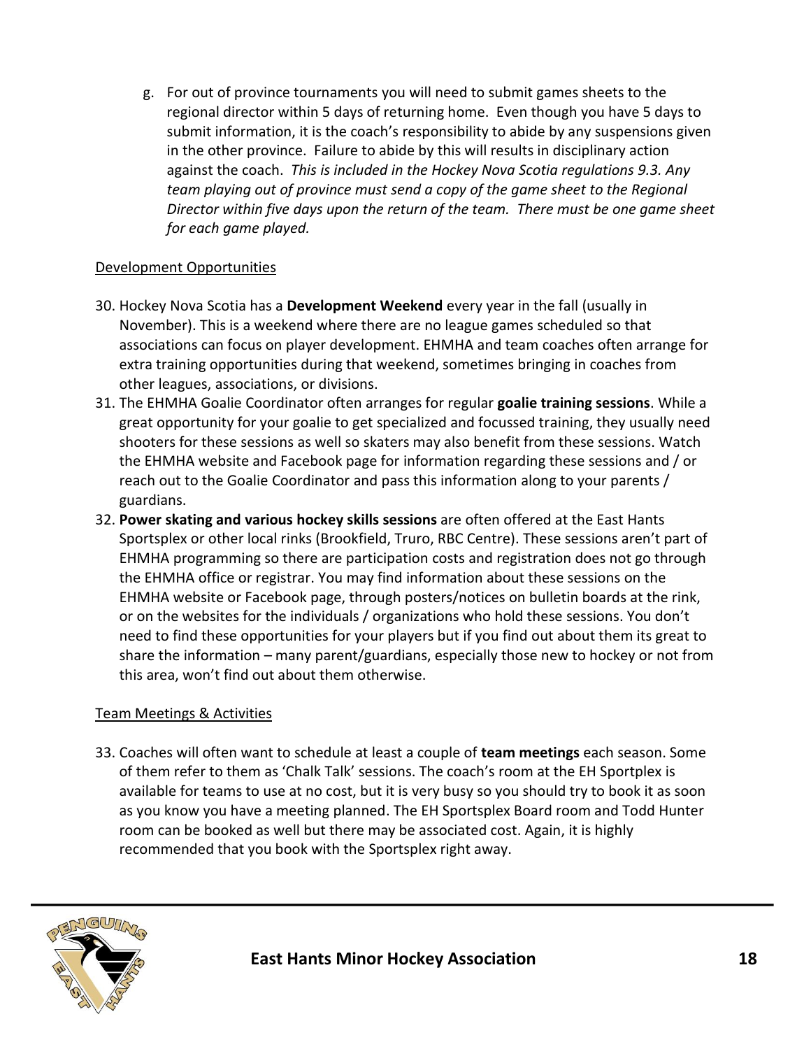g. For out of province tournaments you will need to submit games sheets to the regional director within 5 days of returning home. Even though you have 5 days to submit information, it is the coach's responsibility to abide by any suspensions given in the other province. Failure to abide by this will results in disciplinary action against the coach. *This is included in the Hockey Nova Scotia regulations 9.3. Any team playing out of province must send a copy of the game sheet to the Regional Director within five days upon the return of the team. There must be one game sheet for each game played.*

<u>Development Opportunities</u>

30. Hockey Nova Scotia has a **Development Weekend** every year in the fall (usually in November). This is a weekend where there are no league games scheduled so that associations can focus on player development. EHMHA and team coaches often arrange for extra training opportunities during that weekend, sometimes bringing in coaches from other leagues, associations, or divisions.
31. The EHMHA Goalie Coordinator often arranges for regular **goalie training sessions**. While a great opportunity for your goalie to get specialized and focussed training, they usually need shooters for these sessions as well so skaters may also benefit from these sessions. Watch the EHMHA website and Facebook page for information regarding these sessions and / or reach out to the Goalie Coordinator and pass this information along to your parents / guardians.
32. **Power skating and various hockey skills sessions** are often offered at the East Hants Sportsplex or other local rinks (Brookfield, Truro, RBC Centre). These sessions aren't part of EHMHA programming so there are participation costs and registration does not go through the EHMHA office or registrar. You may find information about these sessions on the EHMHA website or Facebook page, through posters/notices on bulletin boards at the rink, or on the websites for the individuals / organizations who hold these sessions. You don't need to find these opportunities for your players but if you find out about them its great to share the information – many parent/guardians, especially those new to hockey or not from this area, won't find out about them otherwise.

<u>Team Meetings & Activities</u>

33. Coaches will often want to schedule at least a couple of **team meetings** each season. Some of them refer to them as 'Chalk Talk' sessions. The coach's room at the EH Sportplex is available for teams to use at no cost, but it is very busy so you should try to book it as soon as you know you have a meeting planned. The EH Sportsplex Board room and Todd Hunter room can be booked as well but there may be associated cost. Again, it is highly recommended that you book with the Sportsplex right away.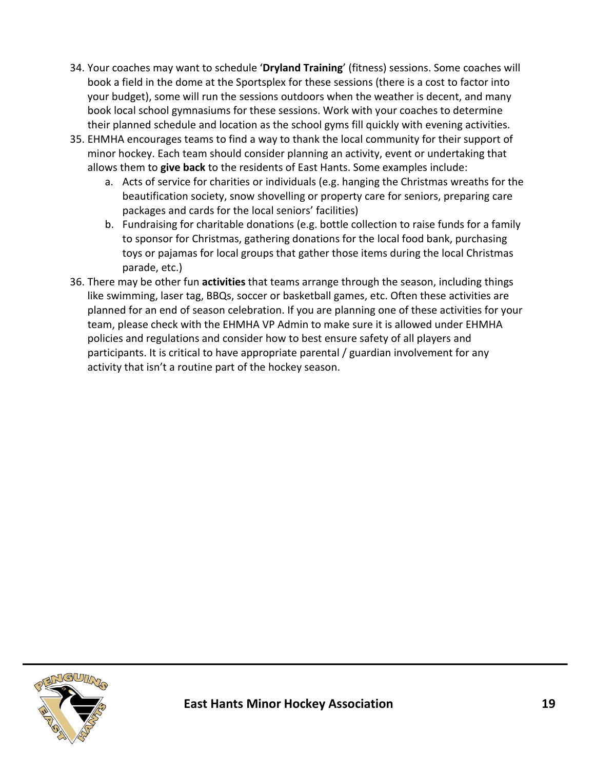34. Your coaches may want to schedule '**Dryland Training**' (fitness) sessions. Some coaches will book a field in the dome at the Sportsplex for these sessions (there is a cost to factor into your budget), some will run the sessions outdoors when the weather is decent, and many book local school gymnasiums for these sessions. Work with your coaches to determine their planned schedule and location as the school gyms fill quickly with evening activities.
35. EHMHA encourages teams to find a way to thank the local community for their support of minor hockey. Each team should consider planning an activity, event or undertaking that allows them to **give back** to the residents of East Hants. Some examples include:
    a. Acts of service for charities or individuals (e.g. hanging the Christmas wreaths for the beautification society, snow shovelling or property care for seniors, preparing care packages and cards for the local seniors' facilities)
    b. Fundraising for charitable donations (e.g. bottle collection to raise funds for a family to sponsor for Christmas, gathering donations for the local food bank, purchasing toys or pajamas for local groups that gather those items during the local Christmas parade, etc.)
36. There may be other fun **activities** that teams arrange through the season, including things like swimming, laser tag, BBQs, soccer or basketball games, etc. Often these activities are planned for an end of season celebration. If you are planning one of these activities for your team, please check with the EHMHA VP Admin to make sure it is allowed under EHMHA policies and regulations and consider how to best ensure safety of all players and participants. It is critical to have appropriate parental / guardian involvement for any activity that isn't a routine part of the hockey season.